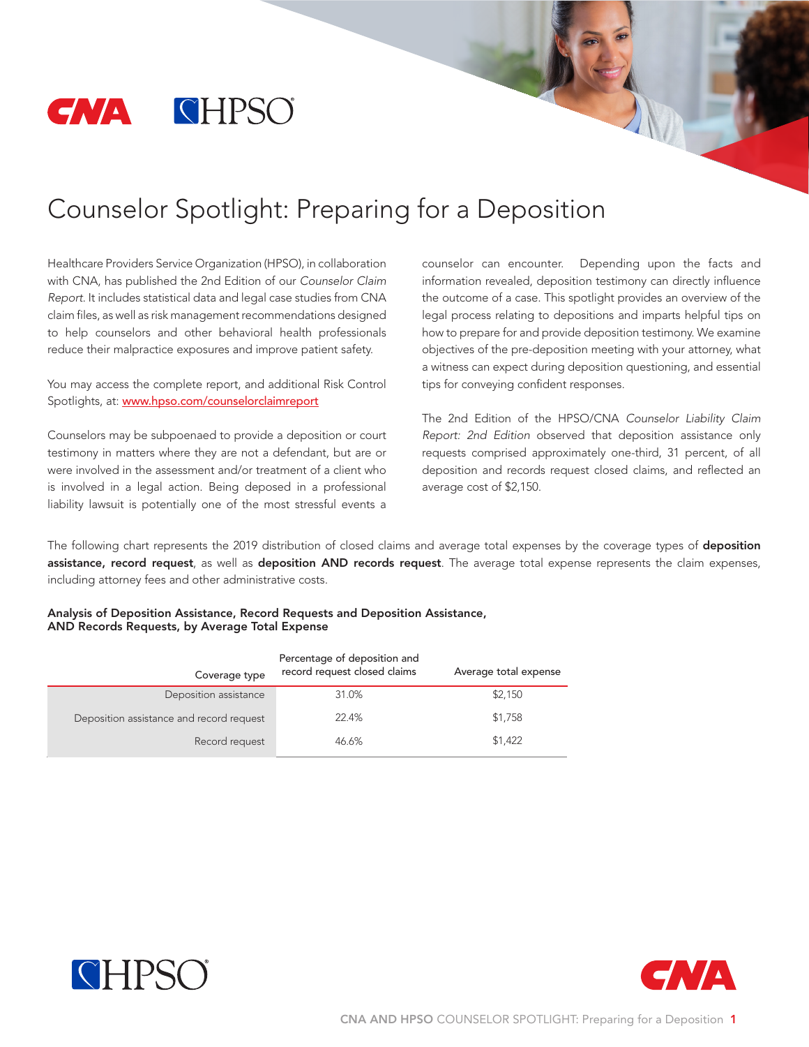# Counselor Spotlight: Preparing for a Deposition

Healthcare Providers Service Organization (HPSO), in collaboration with CNA, has published the 2nd Edition of our *Counselor Claim Report*. It includes statistical data and legal case studies from CNA claim files, as well as risk management recommendations designed to help counselors and other behavioral health professionals reduce their malpractice exposures and improve patient safety.

You may access the complete report, and additional Risk Control Spotlights, at: [www.hpso.com/counselorclaimreport](www.hpso.com/counselorclaimreport)

Counselors may be subpoenaed to provide a deposition or court testimony in matters where they are not a defendant, but are or were involved in the assessment and/or treatment of a client who is involved in a legal action. Being deposed in a professional liability lawsuit is potentially one of the most stressful events a counselor can encounter. Depending upon the facts and information revealed, deposition testimony can directly influence the outcome of a case. This spotlight provides an overview of the legal process relating to depositions and imparts helpful tips on how to prepare for and provide deposition testimony. We examine objectives of the pre-deposition meeting with your attorney, what a witness can expect during deposition questioning, and essential tips for conveying confident responses.

The 2nd Edition of the HPSO/CNA *Counselor Liability Claim Report: 2nd Edition* observed that deposition assistance only requests comprised approximately one-third, 31 percent, of all deposition and records request closed claims, and reflected an average cost of $2,150.

The following chart represents the 2019 distribution of closed claims and average total expenses by the coverage types of **deposition assistance, record request**, as well as **deposition AND records request**. The average total expense represents the claim expenses, including attorney fees and other administrative costs.

**Analysis of Deposition Assistance, Record Requests and Deposition Assistance, AND Records Requests, by Average Total Expense**

| Coverage type | Percentage of deposition and record request closed claims | Average total expense |
|---|---|---|
| Deposition assistance | 31.0% | $2,150 |
| Deposition assistance and record request | 22.4% | $1,758 |
| Record request | 46.6% | $1,422 |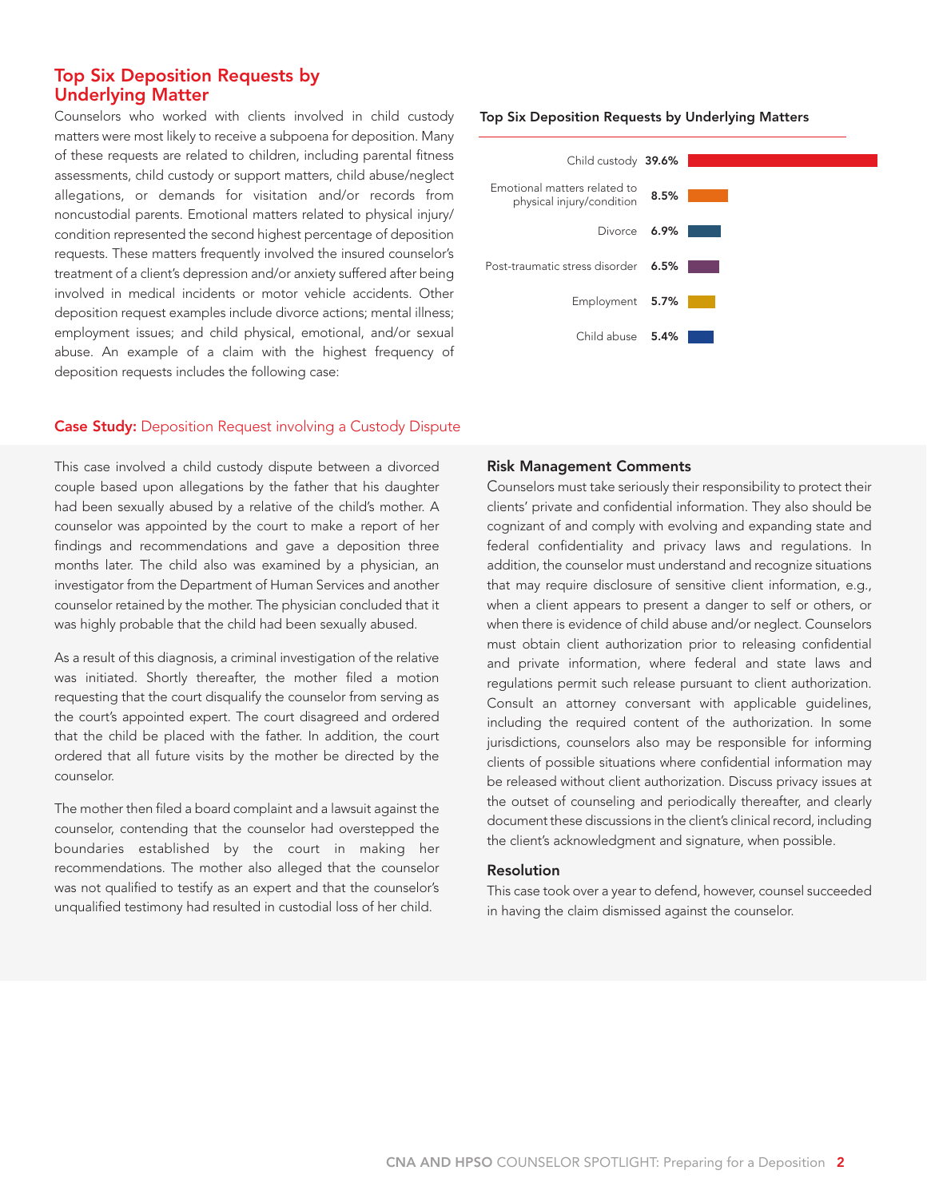## Top Six Deposition Requests by Underlying Matter

Counselors who worked with clients involved in child custody matters were most likely to receive a subpoena for deposition. Many of these requests are related to children, including parental fitness assessments, child custody or support matters, child abuse/neglect allegations, or demands for visitation and/or records from noncustodial parents. Emotional matters related to physical injury/condition represented the second highest percentage of deposition requests. These matters frequently involved the insured counselor's treatment of a client's depression and/or anxiety suffered after being involved in medical incidents or motor vehicle accidents. Other deposition request examples include divorce actions; mental illness; employment issues; and child physical, emotional, and/or sexual abuse. An example of a claim with the highest frequency of deposition requests includes the following case:

**Top Six Deposition Requests by Underlying Matters**

| Underlying Matter | Percentage |
|---|---|
| Child custody | 39.6% |
| Emotional matters related to physical injury/condition | 8.5% |
| Divorce | 6.9% |
| Post-traumatic stress disorder | 6.5% |
| Employment | 5.7% |
| Child abuse | 5.4% |

### Case Study: Deposition Request involving a Custody Dispute

This case involved a child custody dispute between a divorced couple based upon allegations by the father that his daughter had been sexually abused by a relative of the child's mother. A counselor was appointed by the court to make a report of her findings and recommendations and gave a deposition three months later. The child also was examined by a physician, an investigator from the Department of Human Services and another counselor retained by the mother. The physician concluded that it was highly probable that the child had been sexually abused.

As a result of this diagnosis, a criminal investigation of the relative was initiated. Shortly thereafter, the mother filed a motion requesting that the court disqualify the counselor from serving as the court's appointed expert. The court disagreed and ordered that the child be placed with the father. In addition, the court ordered that all future visits by the mother be directed by the counselor.

The mother then filed a board complaint and a lawsuit against the counselor, contending that the counselor had overstepped the boundaries established by the court in making her recommendations. The mother also alleged that the counselor was not qualified to testify as an expert and that the counselor's unqualified testimony had resulted in custodial loss of her child.

#### Risk Management Comments

Counselors must take seriously their responsibility to protect their clients' private and confidential information. They also should be cognizant of and comply with evolving and expanding state and federal confidentiality and privacy laws and regulations. In addition, the counselor must understand and recognize situations that may require disclosure of sensitive client information, e.g., when a client appears to present a danger to self or others, or when there is evidence of child abuse and/or neglect. Counselors must obtain client authorization prior to releasing confidential and private information, where federal and state laws and regulations permit such release pursuant to client authorization. Consult an attorney conversant with applicable guidelines, including the required content of the authorization. In some jurisdictions, counselors also may be responsible for informing clients of possible situations where confidential information may be released without client authorization. Discuss privacy issues at the outset of counseling and periodically thereafter, and clearly document these discussions in the client's clinical record, including the client's acknowledgment and signature, when possible.

#### Resolution

This case took over a year to defend, however, counsel succeeded in having the claim dismissed against the counselor.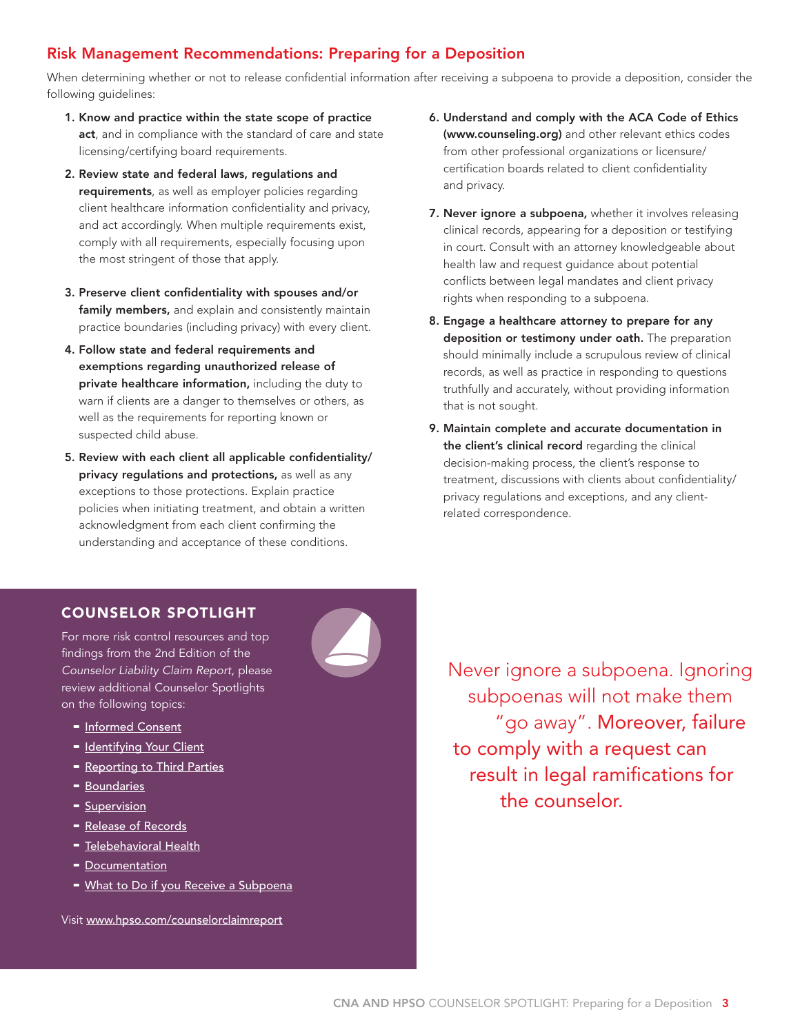## Risk Management Recommendations: Preparing for a Deposition

When determining whether or not to release confidential information after receiving a subpoena to provide a deposition, consider the following guidelines:

1. **Know and practice within the state scope of practice act**, and in compliance with the standard of care and state licensing/certifying board requirements.
2. **Review state and federal laws, regulations and requirements**, as well as employer policies regarding client healthcare information confidentiality and privacy, and act accordingly. When multiple requirements exist, comply with all requirements, especially focusing upon the most stringent of those that apply.
3. **Preserve client confidentiality with spouses and/or family members,** and explain and consistently maintain practice boundaries (including privacy) with every client.
4. **Follow state and federal requirements and exemptions regarding unauthorized release of private healthcare information,** including the duty to warn if clients are a danger to themselves or others, as well as the requirements for reporting known or suspected child abuse.
5. **Review with each client all applicable confidentiality/privacy regulations and protections,** as well as any exceptions to those protections. Explain practice policies when initiating treatment, and obtain a written acknowledgment from each client confirming the understanding and acceptance of these conditions.
6. **Understand and comply with the ACA Code of Ethics (www.counseling.org)** and other relevant ethics codes from other professional organizations or licensure/certification boards related to client confidentiality and privacy.
7. **Never ignore a subpoena,** whether it involves releasing clinical records, appearing for a deposition or testifying in court. Consult with an attorney knowledgeable about health law and request guidance about potential conflicts between legal mandates and client privacy rights when responding to a subpoena.
8. **Engage a healthcare attorney to prepare for any deposition or testimony under oath.** The preparation should minimally include a scrupulous review of clinical records, as well as practice in responding to questions truthfully and accurately, without providing information that is not sought.
9. **Maintain complete and accurate documentation in the client's clinical record** regarding the clinical decision-making process, the client's response to treatment, discussions with clients about confidentiality/privacy regulations and exceptions, and any client-related correspondence.

### COUNSELOR SPOTLIGHT

For more risk control resources and top findings from the 2nd Edition of the *Counselor Liability Claim Report*, please review additional Counselor Spotlights on the following topics:

- Informed Consent
- Identifying Your Client
- Reporting to Third Parties
- Boundaries
- Supervision
- Release of Records
- Telebehavioral Health
- Documentation
- What to Do if you Receive a Subpoena

Visit www.hpso.com/counselorclaimreport

Never ignore a subpoena. Ignoring subpoenas will not make them "go away". Moreover, failure to comply with a request can result in legal ramifications for the counselor.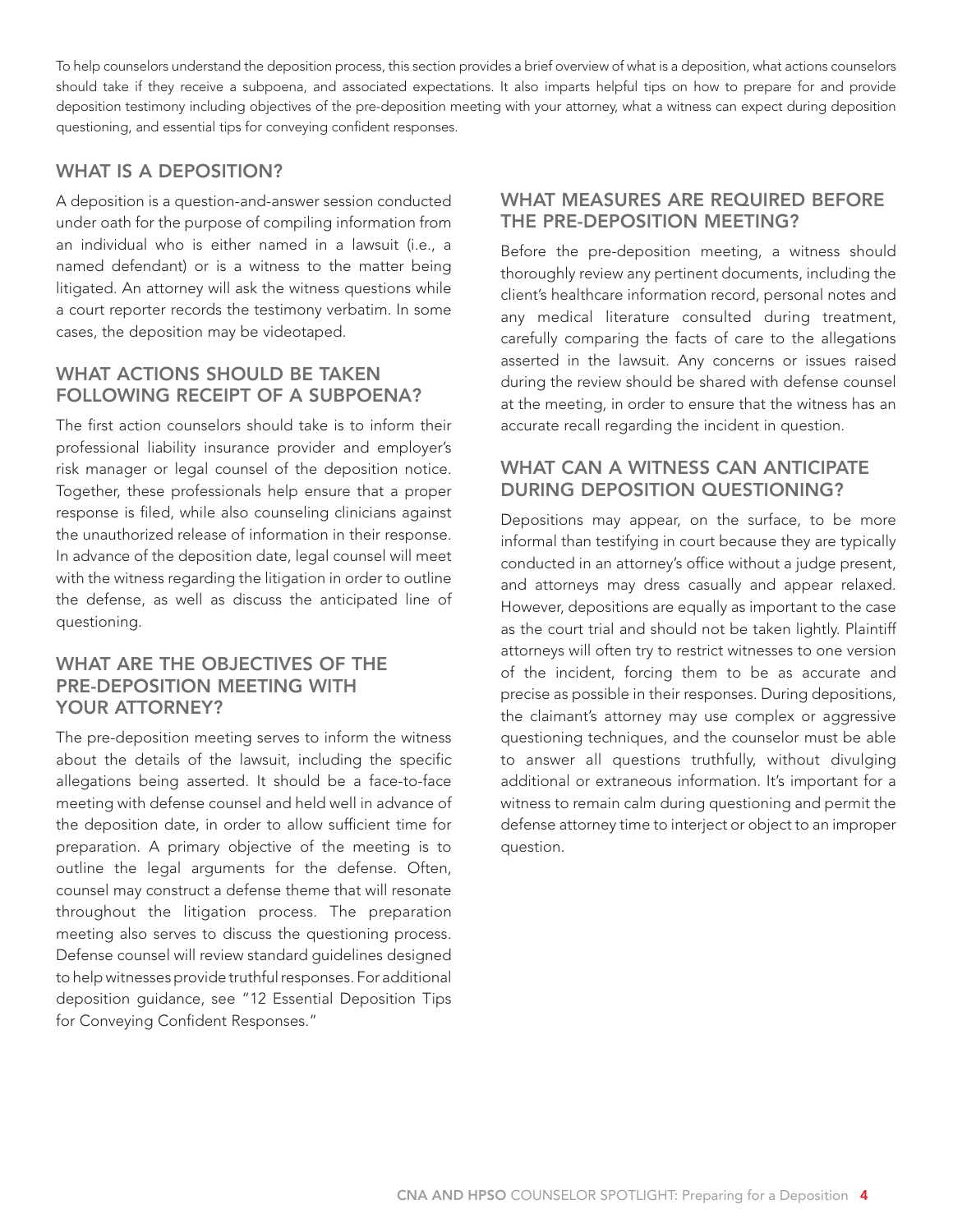To help counselors understand the deposition process, this section provides a brief overview of what is a deposition, what actions counselors should take if they receive a subpoena, and associated expectations. It also imparts helpful tips on how to prepare for and provide deposition testimony including objectives of the pre-deposition meeting with your attorney, what a witness can expect during deposition questioning, and essential tips for conveying confident responses.

## WHAT IS A DEPOSITION?

A deposition is a question-and-answer session conducted under oath for the purpose of compiling information from an individual who is either named in a lawsuit (i.e., a named defendant) or is a witness to the matter being litigated. An attorney will ask the witness questions while a court reporter records the testimony verbatim. In some cases, the deposition may be videotaped.

## WHAT ACTIONS SHOULD BE TAKEN FOLLOWING RECEIPT OF A SUBPOENA?

The first action counselors should take is to inform their professional liability insurance provider and employer's risk manager or legal counsel of the deposition notice. Together, these professionals help ensure that a proper response is filed, while also counseling clinicians against the unauthorized release of information in their response. In advance of the deposition date, legal counsel will meet with the witness regarding the litigation in order to outline the defense, as well as discuss the anticipated line of questioning.

## WHAT ARE THE OBJECTIVES OF THE PRE-DEPOSITION MEETING WITH YOUR ATTORNEY?

The pre-deposition meeting serves to inform the witness about the details of the lawsuit, including the specific allegations being asserted. It should be a face-to-face meeting with defense counsel and held well in advance of the deposition date, in order to allow sufficient time for preparation. A primary objective of the meeting is to outline the legal arguments for the defense. Often, counsel may construct a defense theme that will resonate throughout the litigation process. The preparation meeting also serves to discuss the questioning process. Defense counsel will review standard guidelines designed to help witnesses provide truthful responses. For additional deposition guidance, see "12 Essential Deposition Tips for Conveying Confident Responses."

## WHAT MEASURES ARE REQUIRED BEFORE THE PRE-DEPOSITION MEETING?

Before the pre-deposition meeting, a witness should thoroughly review any pertinent documents, including the client's healthcare information record, personal notes and any medical literature consulted during treatment, carefully comparing the facts of care to the allegations asserted in the lawsuit. Any concerns or issues raised during the review should be shared with defense counsel at the meeting, in order to ensure that the witness has an accurate recall regarding the incident in question.

## WHAT CAN A WITNESS CAN ANTICIPATE DURING DEPOSITION QUESTIONING?

Depositions may appear, on the surface, to be more informal than testifying in court because they are typically conducted in an attorney's office without a judge present, and attorneys may dress casually and appear relaxed. However, depositions are equally as important to the case as the court trial and should not be taken lightly. Plaintiff attorneys will often try to restrict witnesses to one version of the incident, forcing them to be as accurate and precise as possible in their responses. During depositions, the claimant's attorney may use complex or aggressive questioning techniques, and the counselor must be able to answer all questions truthfully, without divulging additional or extraneous information. It's important for a witness to remain calm during questioning and permit the defense attorney time to interject or object to an improper question.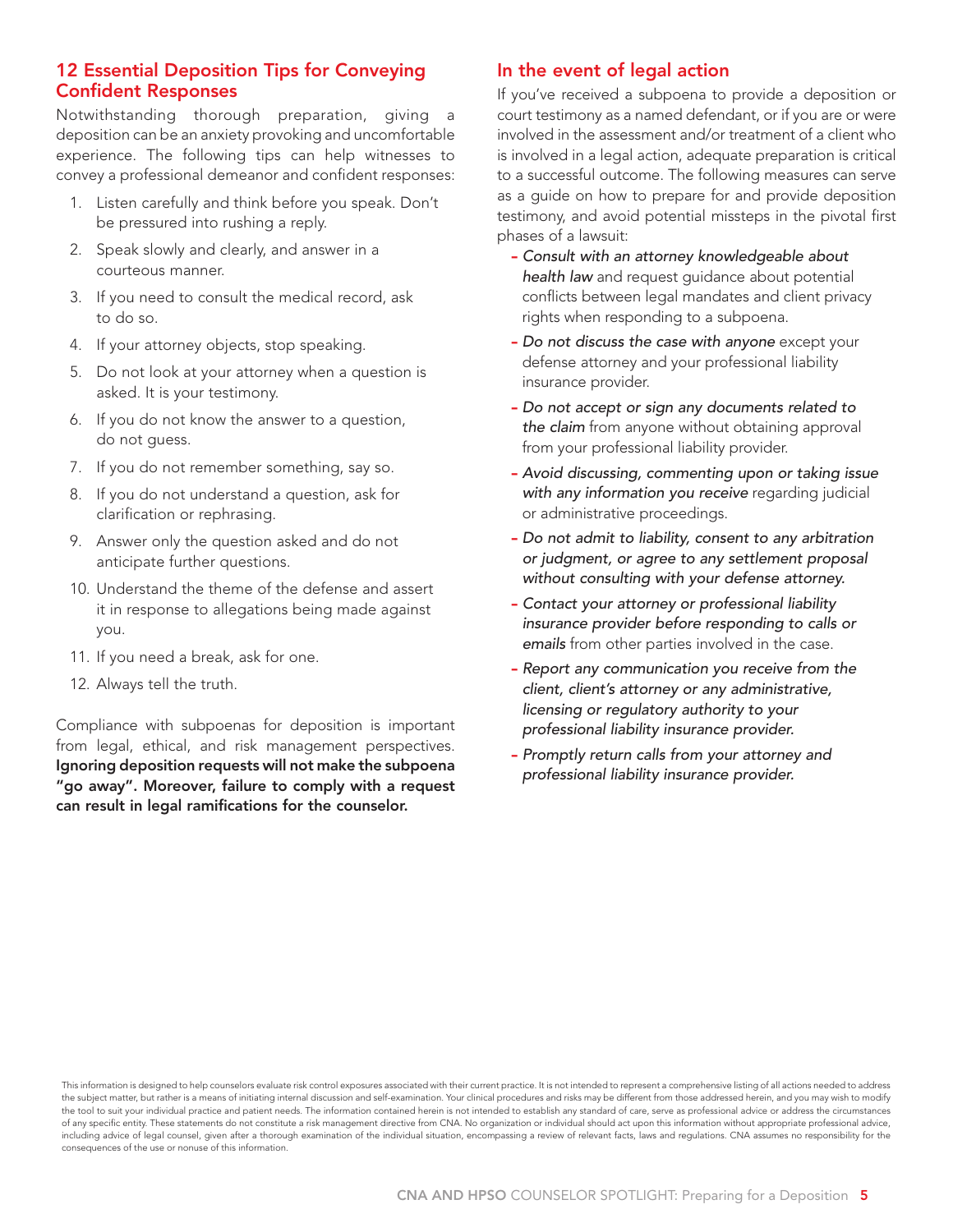## 12 Essential Deposition Tips for Conveying Confident Responses

Notwithstanding thorough preparation, giving a deposition can be an anxiety provoking and uncomfortable experience. The following tips can help witnesses to convey a professional demeanor and confident responses:

1. Listen carefully and think before you speak. Don't be pressured into rushing a reply.
2. Speak slowly and clearly, and answer in a courteous manner.
3. If you need to consult the medical record, ask to do so.
4. If your attorney objects, stop speaking.
5. Do not look at your attorney when a question is asked. It is your testimony.
6. If you do not know the answer to a question, do not guess.
7. If you do not remember something, say so.
8. If you do not understand a question, ask for clarification or rephrasing.
9. Answer only the question asked and do not anticipate further questions.
10. Understand the theme of the defense and assert it in response to allegations being made against you.
11. If you need a break, ask for one.
12. Always tell the truth.

Compliance with subpoenas for deposition is important from legal, ethical, and risk management perspectives. **Ignoring deposition requests will not make the subpoena "go away". Moreover, failure to comply with a request can result in legal ramifications for the counselor.**

## In the event of legal action

If you've received a subpoena to provide a deposition or court testimony as a named defendant, or if you are or were involved in the assessment and/or treatment of a client who is involved in a legal action, adequate preparation is critical to a successful outcome. The following measures can serve as a guide on how to prepare for and provide deposition testimony, and avoid potential missteps in the pivotal first phases of a lawsuit:

- *Consult with an attorney knowledgeable about health law* and request guidance about potential conflicts between legal mandates and client privacy rights when responding to a subpoena.
- *Do not discuss the case with anyone* except your defense attorney and your professional liability insurance provider.
- *Do not accept or sign any documents related to the claim* from anyone without obtaining approval from your professional liability provider.
- *Avoid discussing, commenting upon or taking issue with any information you receive* regarding judicial or administrative proceedings.
- *Do not admit to liability, consent to any arbitration or judgment, or agree to any settlement proposal without consulting with your defense attorney.*
- *Contact your attorney or professional liability insurance provider before responding to calls or emails* from other parties involved in the case.
- *Report any communication you receive from the client, client's attorney or any administrative, licensing or regulatory authority to your professional liability insurance provider.*
- *Promptly return calls from your attorney and professional liability insurance provider.*

This information is designed to help counselors evaluate risk control exposures associated with their current practice. It is not intended to represent a comprehensive listing of all actions needed to address the subject matter, but rather is a means of initiating internal discussion and self-examination. Your clinical procedures and risks may be different from those addressed herein, and you may wish to modify the tool to suit your individual practice and patient needs. The information contained herein is not intended to establish any standard of care, serve as professional advice or address the circumstances of any specific entity. These statements do not constitute a risk management directive from CNA. No organization or individual should act upon this information without appropriate professional advice, including advice of legal counsel, given after a thorough examination of the individual situation, encompassing a review of relevant facts, laws and regulations. CNA assumes no responsibility for the consequences of the use or nonuse of this information.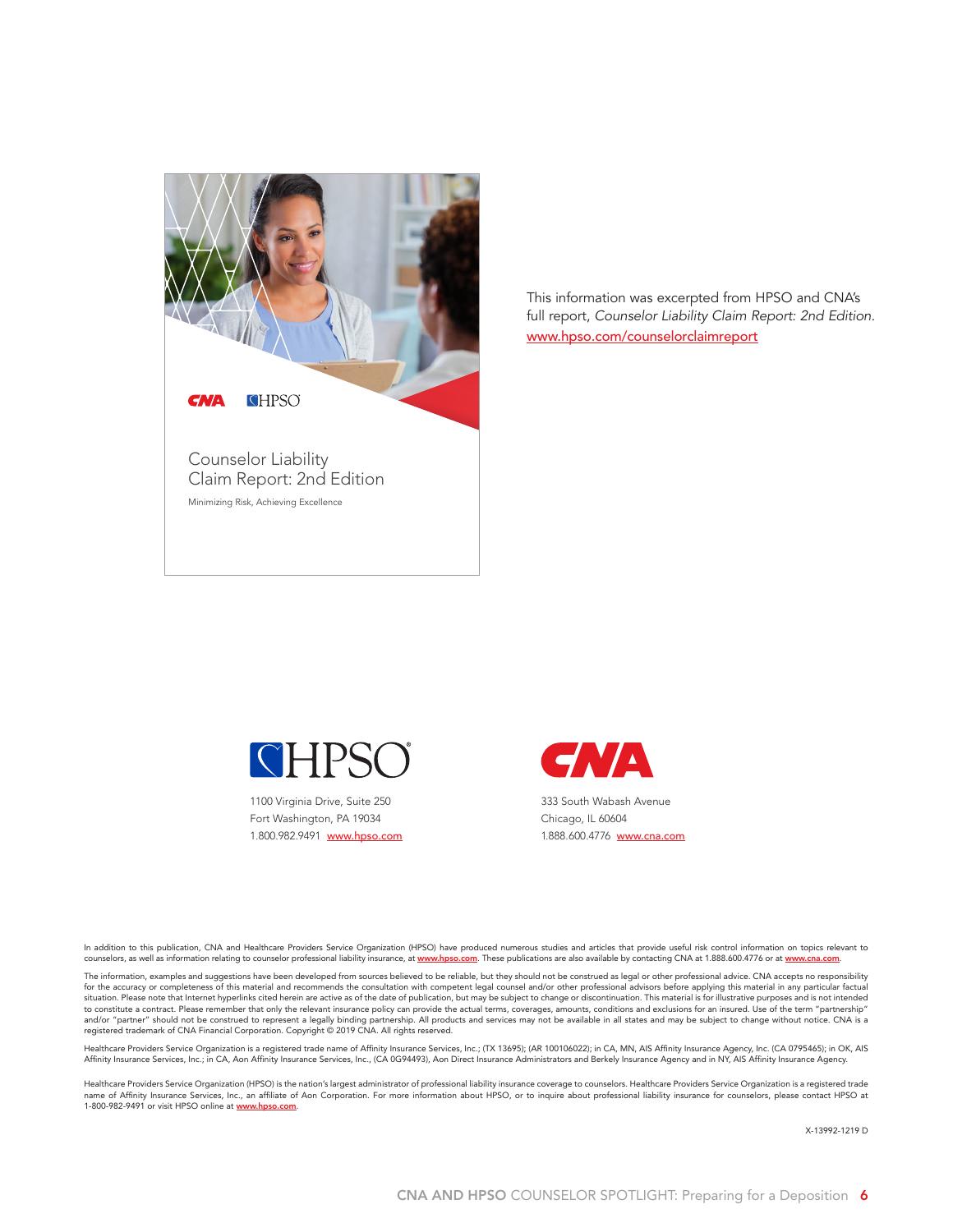CNA HPSO

Counselor Liability
Claim Report: 2nd Edition

Minimizing Risk, Achieving Excellence

This information was excerpted from HPSO and CNA's full report, *Counselor Liability Claim Report: 2nd Edition*. www.hpso.com/counselorclaimreport

HPSO

1100 Virginia Drive, Suite 250
Fort Washington, PA 19034
1.800.982.9491 www.hpso.com

CNA

333 South Wabash Avenue
Chicago, IL 60604
1.888.600.4776 www.cna.com

In addition to this publication, CNA and Healthcare Providers Service Organization (HPSO) have produced numerous studies and articles that provide useful risk control information on topics relevant to counselors, as well as information relating to counselor professional liability insurance, at www.hpso.com. These publications are also available by contacting CNA at 1.888.600.4776 or at www.cna.com.

The information, examples and suggestions have been developed from sources believed to be reliable, but they should not be construed as legal or other professional advice. CNA accepts no responsibility for the accuracy or completeness of this material and recommends the consultation with competent legal counsel and/or other professional advisors before applying this material in any particular factual situation. Please note that Internet hyperlinks cited herein are active as of the date of publication, but may be subject to change or discontinuation. This material is for illustrative purposes and is not intended to constitute a contract. Please remember that only the relevant insurance policy can provide the actual terms, coverages, amounts, conditions and exclusions for an insured. Use of the term "partnership" and/or "partner" should not be construed to represent a legally binding partnership. All products and services may not be available in all states and may be subject to change without notice. CNA is a registered trademark of CNA Financial Corporation. Copyright © 2019 CNA. All rights reserved.

Healthcare Providers Service Organization is a registered trade name of Affinity Insurance Services, Inc.; (TX 13695); (AR 100106022); in CA, MN, AIS Affinity Insurance Agency, Inc. (CA 0795465); in OK, AIS Affinity Insurance Services, Inc.; in CA, Aon Affinity Insurance Services, Inc., (CA 0G94493), Aon Direct Insurance Administrators and Berkely Insurance Agency and in NY, AIS Affinity Insurance Agency.

Healthcare Providers Service Organization (HPSO) is the nation's largest administrator of professional liability insurance coverage to counselors. Healthcare Providers Service Organization is a registered trade name of Affinity Insurance Services, Inc., an affiliate of Aon Corporation. For more information about HPSO, or to inquire about professional liability insurance for counselors, please contact HPSO at 1-800-982-9491 or visit HPSO online at www.hpso.com.

X-13992-1219 D